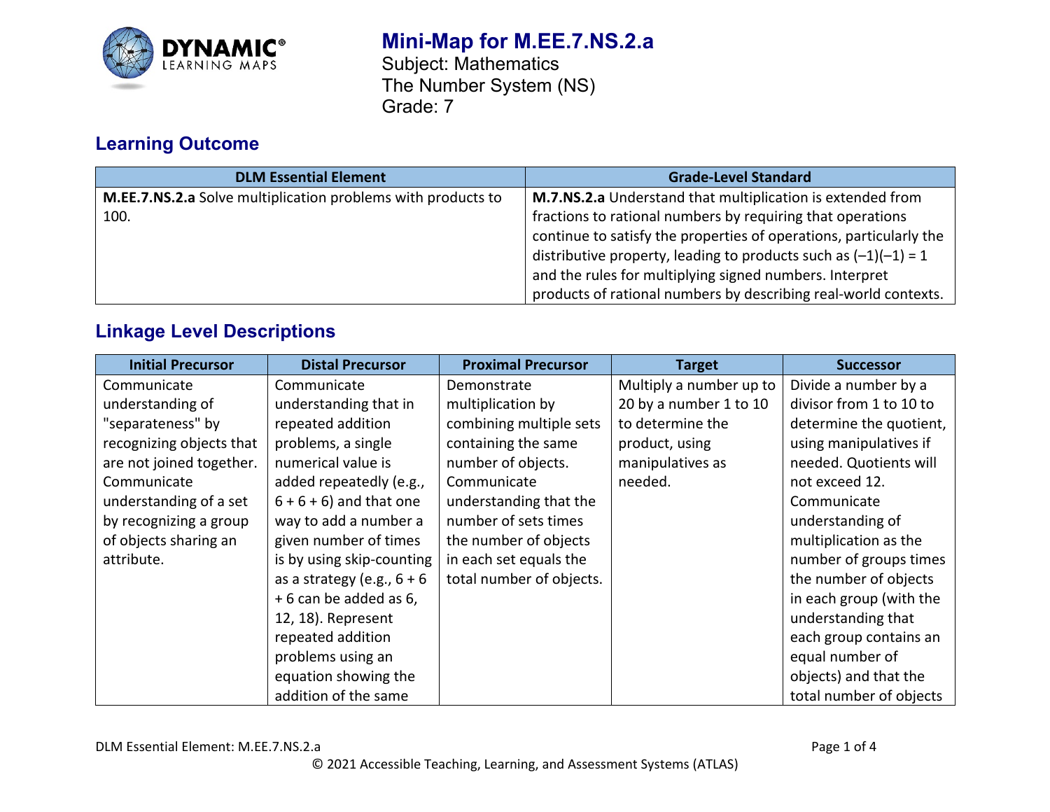# Mini-Map for M.EE.7.NS.2.a

Subject: Mathematics
The Number System (NS)
Grade: 7

## Learning Outcome

| DLM Essential Element | Grade-Level Standard |
|---|---|
| **M.EE.7.NS.2.a** Solve multiplication problems with products to 100. | **M.7.NS.2.a** Understand that multiplication is extended from fractions to rational numbers by requiring that operations continue to satisfy the properties of operations, particularly the distributive property, leading to products such as $(-1)(-1) = 1$ and the rules for multiplying signed numbers. Interpret products of rational numbers by describing real-world contexts. |

## Linkage Level Descriptions

| Initial Precursor | Distal Precursor | Proximal Precursor | Target | Successor |
|---|---|---|---|---|
| Communicate understanding of "separateness" by recognizing objects that are not joined together. Communicate understanding of a set by recognizing a group of objects sharing an attribute. | Communicate understanding that in repeated addition problems, a single numerical value is added repeatedly (e.g., 6 + 6 + 6) and that one way to add a number a given number of times is by using skip-counting as a strategy (e.g., 6 + 6 + 6 can be added as 6, 12, 18). Represent repeated addition problems using an equation showing the addition of the same | Demonstrate multiplication by combining multiple sets containing the same number of objects. Communicate understanding that the number of sets times the number of objects in each set equals the total number of objects. | Multiply a number up to 20 by a number 1 to 10 to determine the product, using manipulatives as needed. | Divide a number by a divisor from 1 to 10 to determine the quotient, using manipulatives if needed. Quotients will not exceed 12. Communicate understanding of multiplication as the number of groups times the number of objects in each group (with the understanding that each group contains an equal number of objects) and that the total number of objects |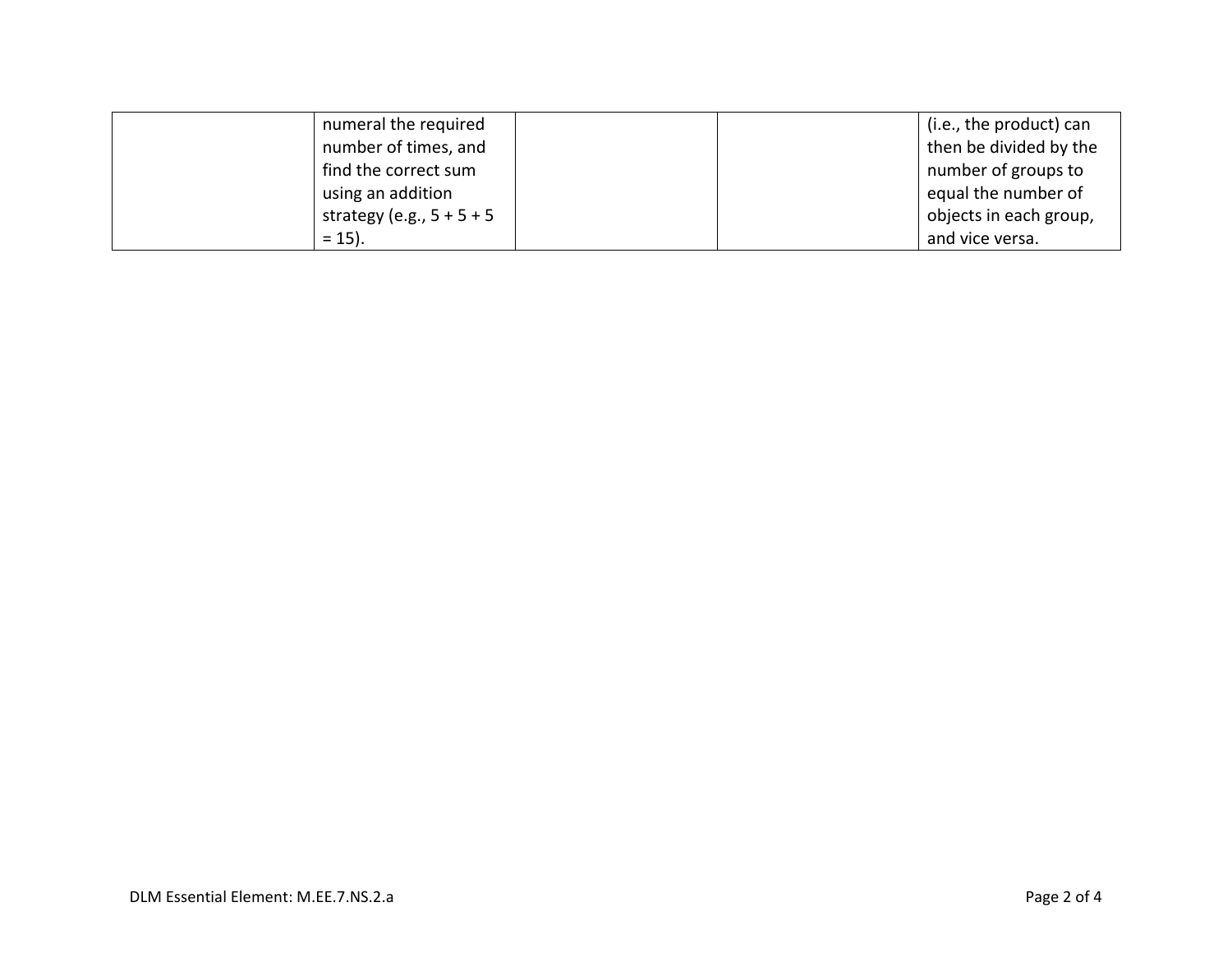| | | | | |
|---|---|---|---|---|
| | numeral the required number of times, and find the correct sum using an addition strategy (e.g., 5 + 5 + 5 = 15). | | | (i.e., the product) can then be divided by the number of groups to equal the number of objects in each group, and vice versa. |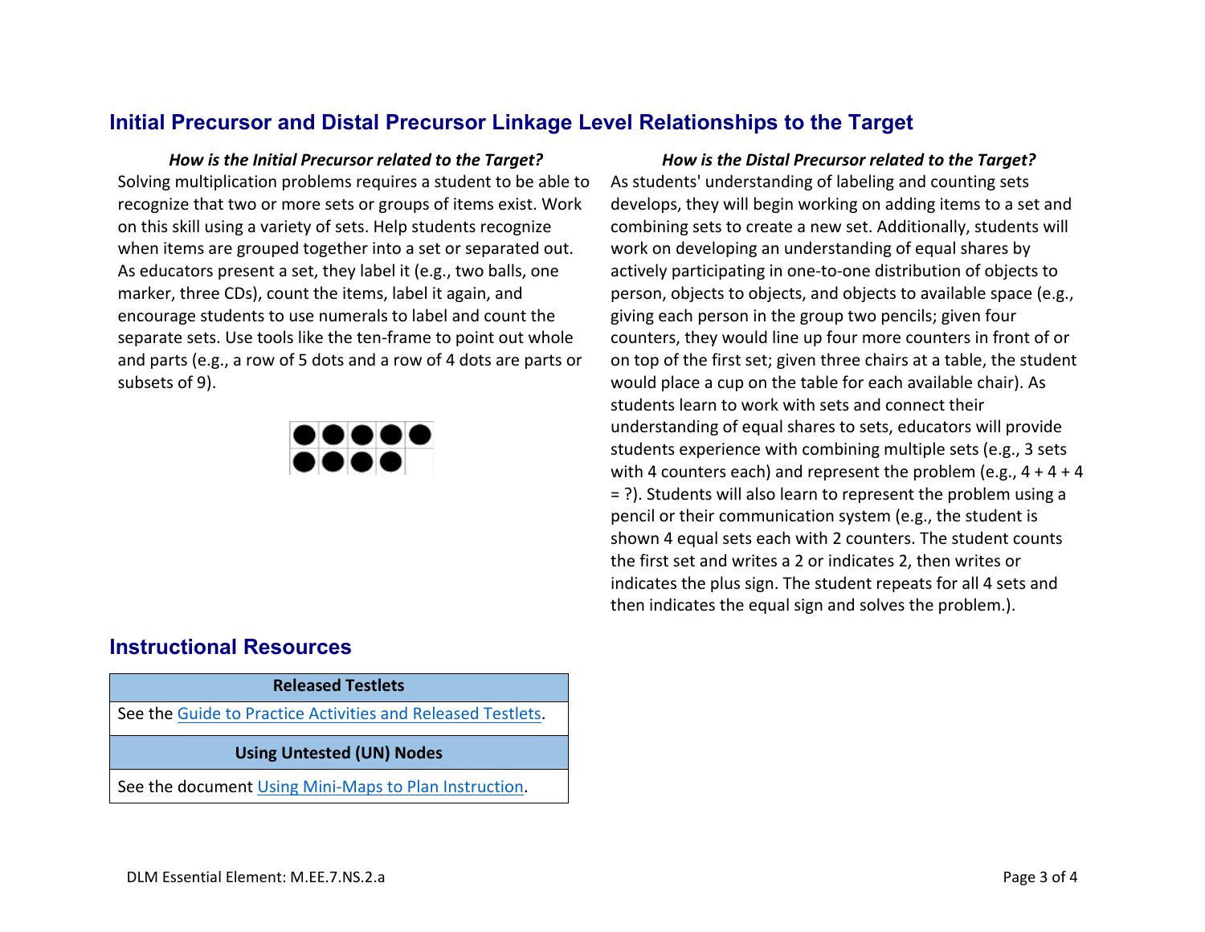## Initial Precursor and Distal Precursor Linkage Level Relationships to the Target

***How is the Initial Precursor related to the Target?***

Solving multiplication problems requires a student to be able to recognize that two or more sets or groups of items exist. Work on this skill using a variety of sets. Help students recognize when items are grouped together into a set or separated out. As educators present a set, they label it (e.g., two balls, one marker, three CDs), count the items, label it again, and encourage students to use numerals to label and count the separate sets. Use tools like the ten-frame to point out whole and parts (e.g., a row of 5 dots and a row of 4 dots are parts or subsets of 9).

***How is the Distal Precursor related to the Target?***

As students' understanding of labeling and counting sets develops, they will begin working on adding items to a set and combining sets to create a new set. Additionally, students will work on developing an understanding of equal shares by actively participating in one-to-one distribution of objects to person, objects to objects, and objects to available space (e.g., giving each person in the group two pencils; given four counters, they would line up four more counters in front of or on top of the first set; given three chairs at a table, the student would place a cup on the table for each available chair). As students learn to work with sets and connect their understanding of equal shares to sets, educators will provide students experience with combining multiple sets (e.g., 3 sets with 4 counters each) and represent the problem (e.g., 4 + 4 + 4 = ?). Students will also learn to represent the problem using a pencil or their communication system (e.g., the student is shown 4 equal sets each with 2 counters. The student counts the first set and writes a 2 or indicates 2, then writes or indicates the plus sign. The student repeats for all 4 sets and then indicates the equal sign and solves the problem.).

## Instructional Resources

| Released Testlets |
|---|
| See the Guide to Practice Activities and Released Testlets. |
| **Using Untested (UN) Nodes** |
| See the document Using Mini-Maps to Plan Instruction. |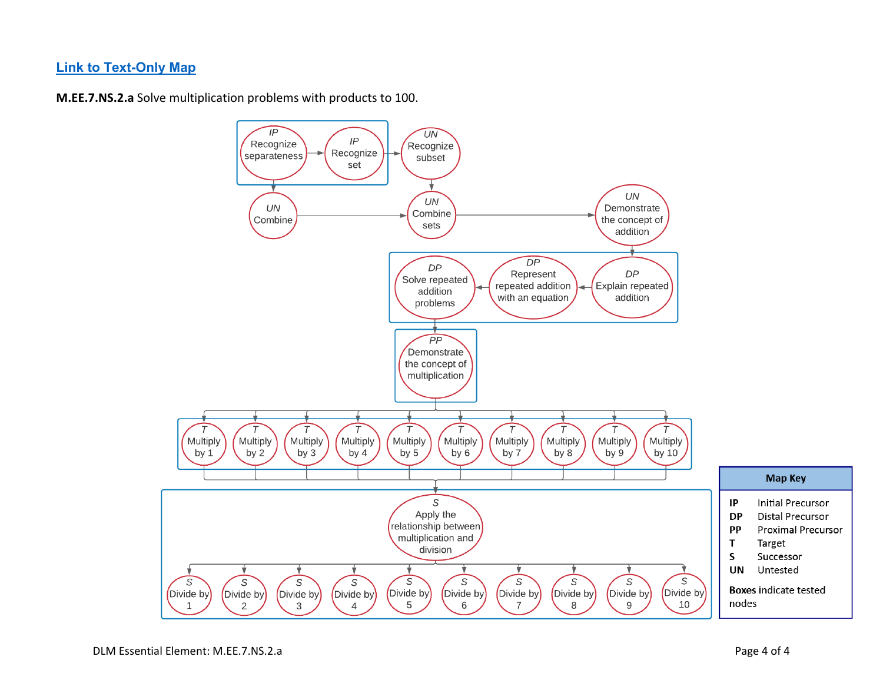[Link to Text-Only Map](#)

**M.EE.7.NS.2.a** Solve multiplication problems with products to 100.

IP Recognize separateness

IP Recognize set

UN Recognize subset

UN Combine

UN Combine sets

UN Demonstrate the concept of addition

DP Solve repeated addition problems

DP Represent repeated addition with an equation

DP Explain repeated addition

PP Demonstrate the concept of multiplication

T Multiply by 1

T Multiply by 2

T Multiply by 3

T Multiply by 4

T Multiply by 5

T Multiply by 6

T Multiply by 7

T Multiply by 8

T Multiply by 9

T Multiply by 10

S Apply the relationship between multiplication and division

S Divide by 1

S Divide by 2

S Divide by 3

S Divide by 4

S Divide by 5

S Divide by 6

S Divide by 7

S Divide by 8

S Divide by 9

S Divide by 10

| Map Key | |
|---|---|
| **IP** | Initial Precursor |
| **DP** | Distal Precursor |
| **PP** | Proximal Precursor |
| **T** | Target |
| **S** | Successor |
| **UN** | Untested |

**Boxes** indicate tested nodes

DLM Essential Element: M.EE.7.NS.2.a